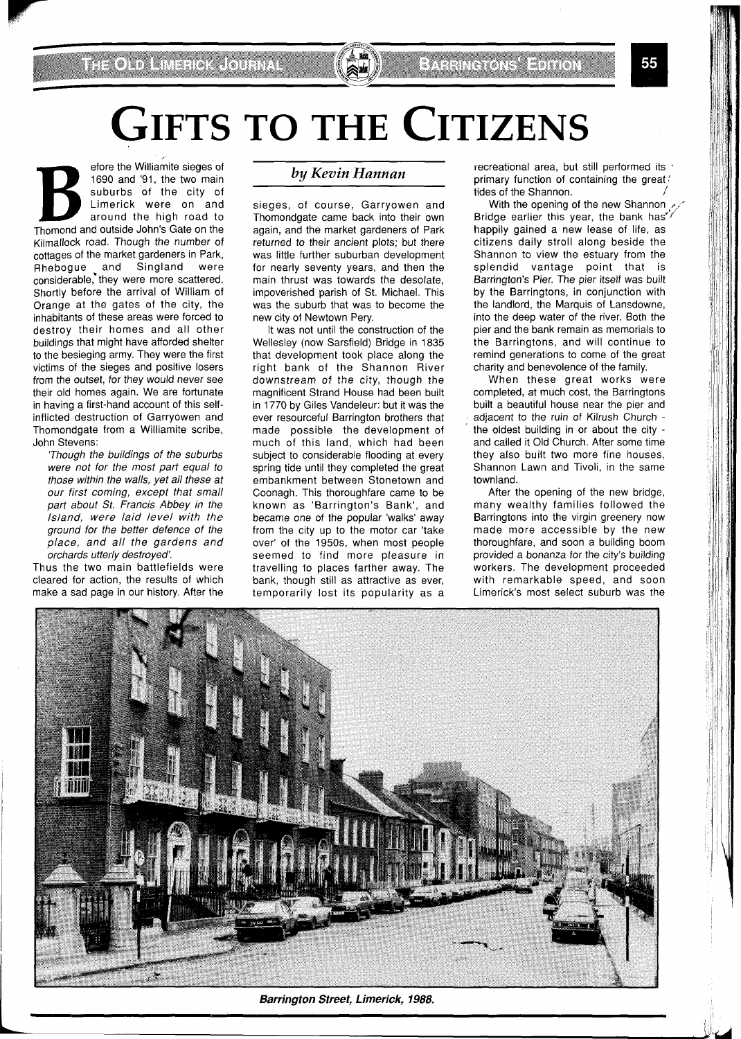# GIFTS TO THE CITIZENS

*by Kevin Hannan*

Before the Williamite sieges of 1690 and '91, the two main suburbs of the city of Limerick were on and around the high road to Thomond and outside John's Gate on the Kilmallock road. Though the number of cottages of the market gardeners in Park, Rhebogue and Singland were considerable, they were more scattered. Shortly before the arrival of William of Orange at the gates of the city, the inhabitants of these areas were forced to destroy their homes and all other buildings that might have afforded shelter to the besieging army. They were the first victims of the sieges and positive losers from the outset, for they would never see their old homes again. We are fortunate in having a first-hand account of this self-inflicted destruction of Garryowen and Thomondgate from a Williamite scribe, John Stevens:

> *'Though the buildings of the suburbs were not for the most part equal to those within the walls, yet all these at our first coming, except that small part about St. Francis Abbey in the Island, were laid level with the ground for the better defence of the place, and all the gardens and orchards utterly destroyed'.*

Thus the two main battlefields were cleared for action, the results of which make a sad page in our history. After the sieges, of course, Garryowen and Thomondgate came back into their own again, and the market gardeners of Park returned to their ancient plots; but there was little further suburban development for nearly seventy years, and then the main thrust was towards the desolate, impoverished parish of St. Michael. This was the suburb that was to become the new city of Newtown Pery.

It was not until the construction of the Wellesley (now Sarsfield) Bridge in 1835 that development took place along the right bank of the Shannon River downstream of the city, though the magnificent Strand House had been built in 1770 by Giles Vandeleur: but it was the ever resourceful Barrington brothers that made possible the development of much of this land, which had been subject to considerable flooding at every spring tide until they completed the great embankment between Stonetown and Coonagh. This thoroughfare came to be known as 'Barrington's Bank', and became one of the popular 'walks' away from the city up to the motor car 'take over' of the 1950s, when most people seemed to find more pleasure in travelling to places farther away. The bank, though still as attractive as ever, temporarily lost its popularity as a recreational area, but still performed its primary function of containing the great tides of the Shannon.

With the opening of the new Shannon Bridge earlier this year, the bank has happily gained a new lease of life, as citizens daily stroll along beside the Shannon to view the estuary from the splendid vantage point that is Barrington's Pier. The pier itself was built by the Barringtons, in conjunction with the landlord, the Marquis of Lansdowne, into the deep water of the river. Both the pier and the bank remain as memorials to the Barringtons, and will continue to remind generations to come of the great charity and benevolence of the family.

When these great works were completed, at much cost, the Barringtons built a beautiful house near the pier and adjacent to the ruin of Kilrush Church - the oldest building in or about the city - and called it Old Church. After some time they also built two more fine houses, Shannon Lawn and Tivoli, in the same townland.

After the opening of the new bridge, many wealthy families followed the Barringtons into the virgin greenery now made more accessible by the new thoroughfare, and soon a building boom provided a bonanza for the city's building workers. The development proceeded with remarkable speed, and soon Limerick's most select suburb was the

*Barrington Street, Limerick, 1988.*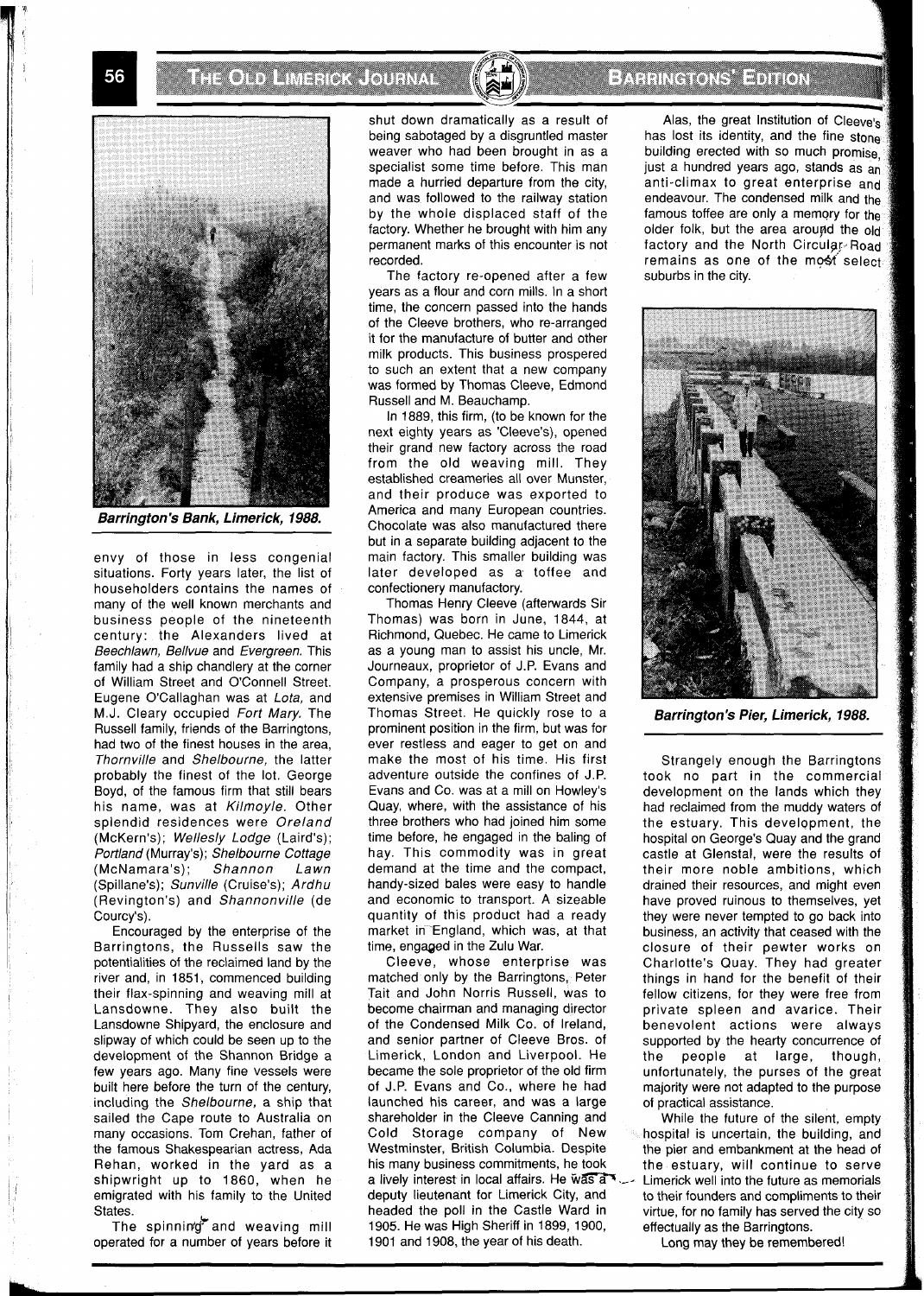*Barrington's Bank, Limerick, 1988.*

envy of those in less congenial situations. Forty years later, the list of householders contains the names of many of the well known merchants and business people of the nineteenth century: the Alexanders lived at *Beechlawn, Bellvue* and *Evergreen*. This family had a ship chandlery at the corner of William Street and O'Connell Street. Eugene O'Callaghan was at *Lota*, and M.J. Cleary occupied *Fort Mary*. The Russell family, friends of the Barringtons, had two of the finest houses in the area, *Thornville* and *Shelbourne*, the latter probably the finest of the lot. George Boyd, of the famous firm that still bears his name, was at *Kilmoyle*. Other splendid residences were *Oreland* (McKern's); *Wellesly Lodge* (Laird's); *Portland* (Murray's); *Shelbourne Cottage* (McNamara's); *Shannon Lawn* (Spillane's); *Sunville* (Cruise's); *Ardhu* (Revington's) and *Shannonville* (de Courcy's).

Encouraged by the enterprise of the Barringtons, the Russells saw the potentialities of the reclaimed land by the river and, in 1851, commenced building their flax-spinning and weaving mill at Lansdowne. They also built the Lansdowne Shipyard, the enclosure and slipway of which could be seen up to the development of the Shannon Bridge a few years ago. Many fine vessels were built here before the turn of the century, including the *Shelbourne*, a ship that sailed the Cape route to Australia on many occasions. Tom Crehan, father of the famous Shakespearian actress, Ada Rehan, worked in the yard as a shipwright up to 1860, when he emigrated with his family to the United States.

The spinning and weaving mill operated for a number of years before it shut down dramatically as a result of being sabotaged by a disgruntled master weaver who had been brought in as a specialist some time before. This man made a hurried departure from the city, and was followed to the railway station by the whole displaced staff of the factory. Whether he brought with him any permanent marks of this encounter is not recorded.

The factory re-opened after a few years as a flour and corn mills. In a short time, the concern passed into the hands of the Cleeve brothers, who re-arranged it for the manufacture of butter and other milk products. This business prospered to such an extent that a new company was formed by Thomas Cleeve, Edmond Russell and M. Beauchamp.

In 1889, this firm, (to be known for the next eighty years as 'Cleeve's'), opened their grand new factory across the road from the old weaving mill. They established creameries all over Munster, and their produce was exported to America and many European countries. Chocolate was also manufactured there but in a separate building adjacent to the main factory. This smaller building was later developed as a toffee and confectionery manufactory.

Thomas Henry Cleeve (afterwards Sir Thomas) was born in June, 1844, at Richmond, Quebec. He came to Limerick as a young man to assist his uncle, Mr. Journeaux, proprietor of J.P. Evans and Company, a prosperous concern with extensive premises in William Street and Thomas Street. He quickly rose to a prominent position in the firm, but was for ever restless and eager to get on and make the most of his time. His first adventure outside the confines of J.P. Evans and Co. was at a mill on Howley's Quay, where, with the assistance of his three brothers who had joined him some time before, he engaged in the baling of hay. This commodity was in great demand at the time and the compact, handy-sized bales were easy to handle and economic to transport. A sizeable quantity of this product had a ready market in England, which was, at that time, engaged in the Zulu War.

Cleeve, whose enterprise was matched only by the Barringtons, Peter Tait and John Norris Russell, was to become chairman and managing director of the Condensed Milk Co. of Ireland, and senior partner of Cleeve Bros. of Limerick, London and Liverpool. He became the sole proprietor of the old firm of J.P. Evans and Co., where he had launched his career, and was a large shareholder in the Cleeve Canning and Cold Storage company of New Westminster, British Columbia. Despite his many business commitments, he took a lively interest in local affairs. He was a deputy lieutenant for Limerick City, and headed the poll in the Castle Ward in 1905. He was High Sheriff in 1899, 1900, 1901 and 1908, the year of his death.

Alas, the great Institution of Cleeve's has lost its identity, and the fine stone building erected with so much promise, just a hundred years ago, stands as an anti-climax to great enterprise and endeavour. The condensed milk and the famous toffee are only a memory for the older folk, but the area around the old factory and the North Circular Road remains as one of the most select suburbs in the city.

*Barrington's Pier, Limerick, 1988.*

Strangely enough the Barringtons took no part in the commercial development on the lands which they had reclaimed from the muddy waters of the estuary. This development, the hospital on George's Quay and the grand castle at Glenstal, were the results of their more noble ambitions, which drained their resources, and might even have proved ruinous to themselves, yet they were never tempted to go back into business, an activity that ceased with the closure of their pewter works on Charlotte's Quay. They had greater things in hand for the benefit of their fellow citizens, for they were free from private spleen and avarice. Their benevolent actions were always supported by the hearty concurrence of the people at large, though, unfortunately, the purses of the great majority were not adapted to the purpose of practical assistance.

While the future of the silent, empty hospital is uncertain, the building, and the pier and embankment at the head of the estuary, will continue to serve Limerick well into the future as memorials to their founders and compliments to their virtue, for no family has served the city so effectually as the Barringtons.

Long may they be remembered!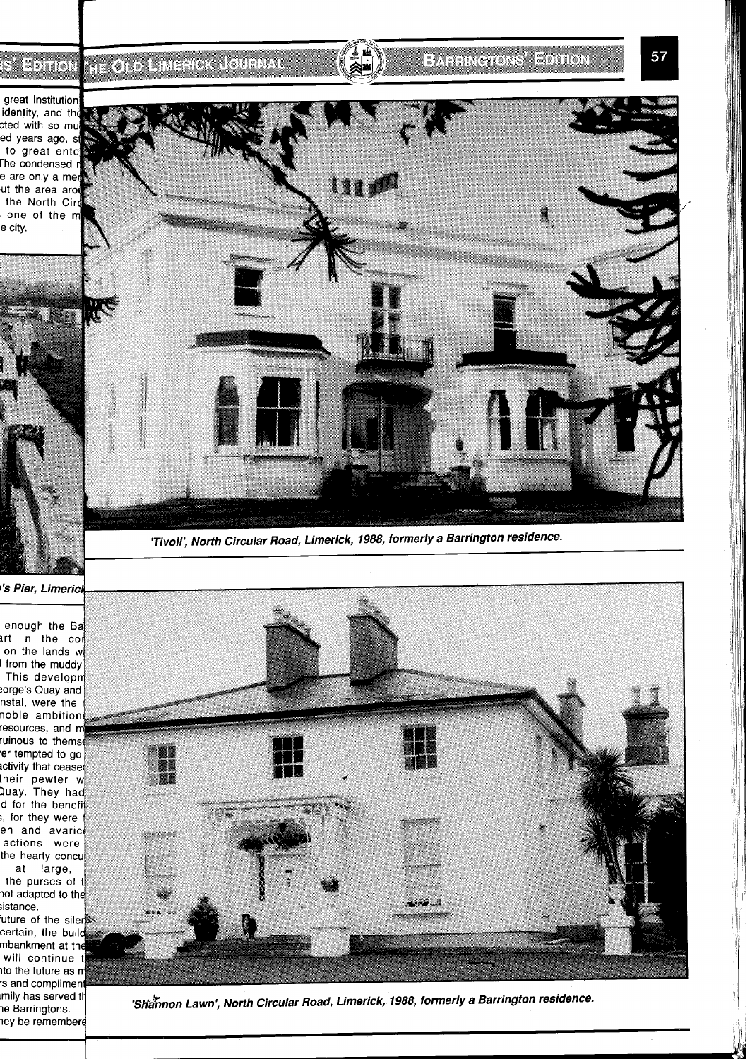great Institution identity, and the cted with so mu ed years ago, s to great ente The condensed r e are only a mer ut the area aro the North Circ one of the m e city.

's Pier, Limerick

enough the Ba rt in the co on the lands w from the muddy This developm eorge's Quay and nstal, were the noble ambitions resources, and m ruinous to thems er tempted to go activity that cease their pewter w Quay. They had d for the benefi s, for they were en and avaric actions were the hearty concu at large, the purses of t not adapted to the sistance. uture of the siler certain, the build mbankment at the will continue t nto the future as r rs and compliment mily has served th ne Barringtons. ney be remembere

*'Tivoli', North Circular Road, Limerick, 1988, formerly a Barrington residence.*

*'Shannon Lawn', North Circular Road, Limerick, 1988, formerly a Barrington residence.*